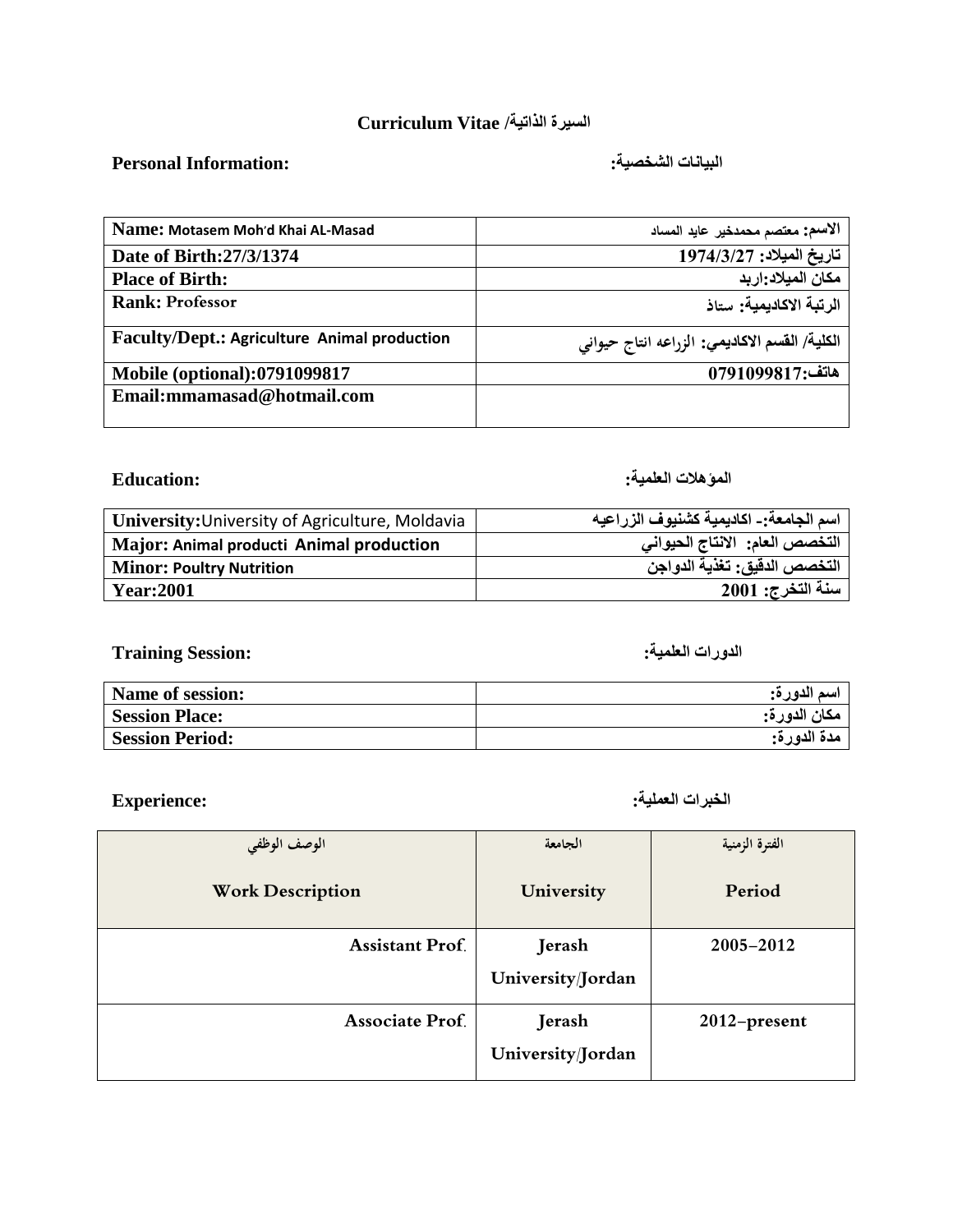# Curriculum Vitae /السيرة الذاتية

**Personal Information:** **البيانات الشخصية:**

| | |
|---|---|
| **Name:** Motasem Moh'd Khai AL-Masad | **الاسم:** معتصم محمدخير عايد المساد |
| **Date of Birth:27/3/1374** | **تاريخ الميلاد: 1974/3/27** |
| **Place of Birth:** | **مكان الميلاد:اربد** |
| **Rank:** Professor | **الرتبة الاكاديمية: ستاذ** |
| **Faculty/Dept.:** Agriculture Animal production | **الكلية/ القسم الاكاديمي: الزراعه انتاج حيواني** |
| **Mobile (optional):0791099817** | **هاتف:0791099817** |
| **Email:mmamasad@hotmail.com** | |

**Education:** **المؤهلات العلمية:**

| | |
|---|---|
| **University:**University of Agriculture, Moldavia | **اسم الجامعة:- اكاديمية كشنيوف الزراعيه** |
| **Major:** Animal producti Animal production | **التخصص العام: الانتاج الحيواني** |
| **Minor:** Poultry Nutrition | **التخصص الدقيق: تغذية الدواجن** |
| **Year:2001** | **سنة التخرج: 2001** |

**Training Session:** **الدورات العلمية:**

| | |
|---|---|
| **Name of session:** | **اسم الدورة:** |
| **Session Place:** | **مكان الدورة:** |
| **Session Period:** | **مدة الدورة:** |

**Experience:** **الخبرات العملية:**

| الوصف الوظيفي<br>Work Description | الجامعة<br>University | الفترة الزمنية<br>Period |
|---|---|---|
| **Assistant Prof.** | **Jerash University/Jordan** | **2005-2012** |
| **Associate Prof.** | **Jerash University/Jordan** | **2012-present** |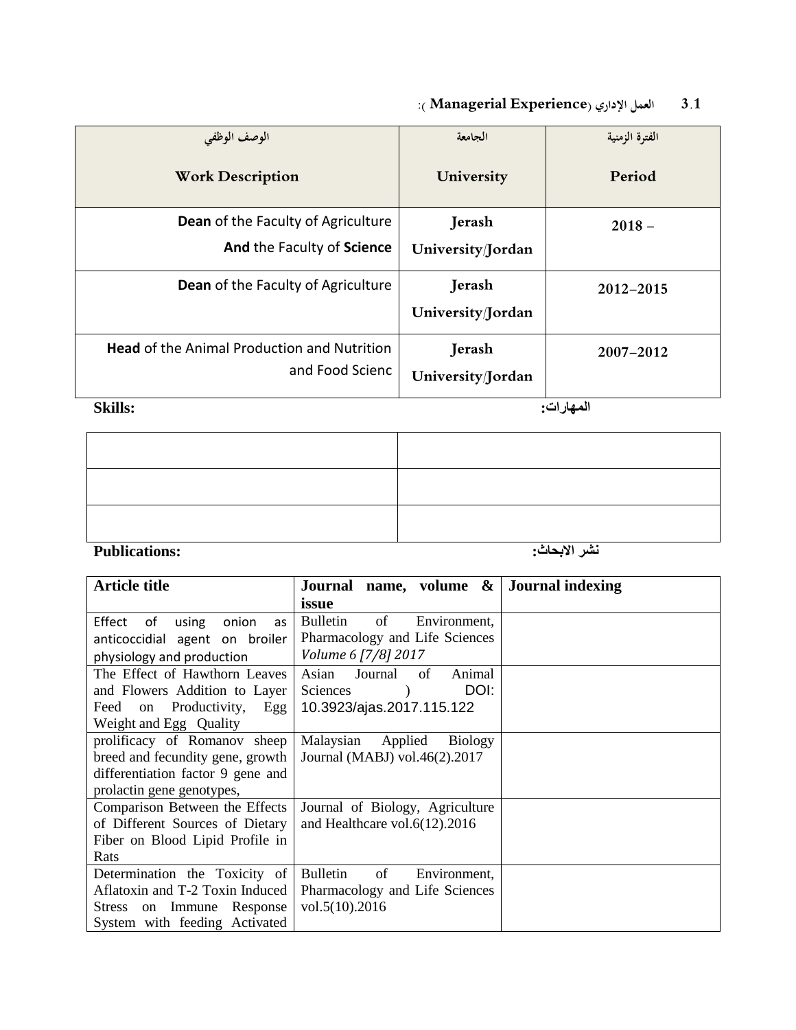### 3.1 العمل الإداري (Managerial Experience):

| الوصف الوظفي<br>Work Description | الجامعة<br>University | الفترة الزمنية<br>Period |
|---|---|---|
| **Dean** of the Faculty of Agriculture **And** the Faculty of **Science** | Jerash University/Jordan | 2018 – |
| **Dean** of the Faculty of Agriculture | Jerash University/Jordan | 2012–2015 |
| **Head** of the Animal Production and Nutrition and Food Scienc | Jerash University/Jordan | 2007–2012 |

**Skills:** **المهارات:**

| | |
|---|---|
| | |
| | |
| | |

**Publications:** **نشر الابحاث:**

| Article title | Journal name, volume & issue | Journal indexing |
|---|---|---|
| Effect of using onion as anticoccidial agent on broiler physiology and production | Bulletin of Environment, Pharmacology and Life Sciences *Volume 6 [7/8] 2017* | |
| The Effect of Hawthorn Leaves and Flowers Addition to Layer Feed on Productivity, Egg Weight and Egg Quality | Asian Journal of Animal Sciences ) DOI: 10.3923/ajas.2017.115.122 | |
| prolificacy of Romanov sheep breed and fecundity gene, growth differentiation factor 9 gene and prolactin gene genotypes, | Malaysian Applied Biology Journal (MABJ) vol.46(2).2017 | |
| Comparison Between the Effects of Different Sources of Dietary Fiber on Blood Lipid Profile in Rats | Journal of Biology, Agriculture and Healthcare vol.6(12).2016 | |
| Determination the Toxicity of Aflatoxin and T-2 Toxin Induced Stress on Immune Response System with feeding Activated | Bulletin of Environment, Pharmacology and Life Sciences vol.5(10).2016 | |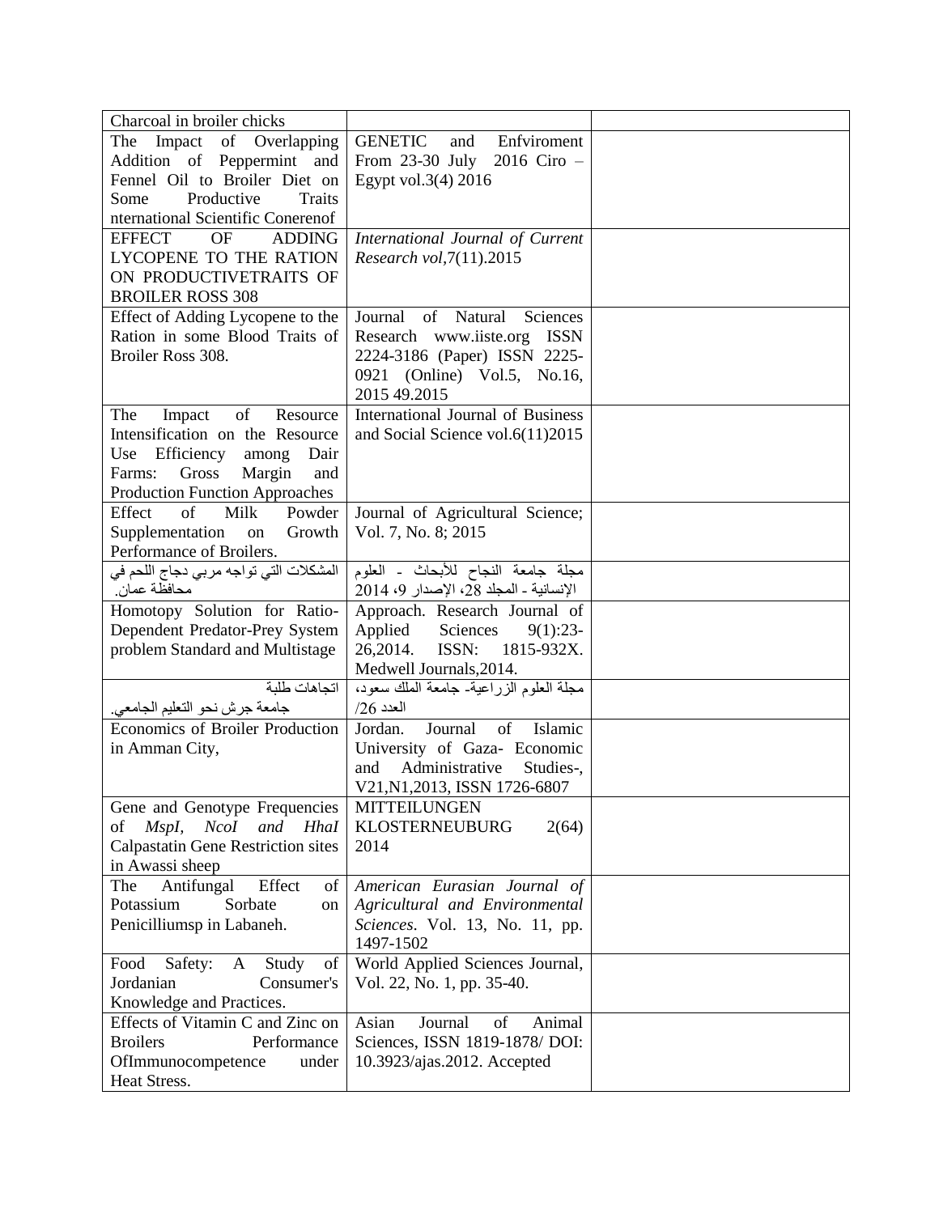| Charcoal in broiler chicks | | |
|---|---|---|
| The Impact of Overlapping Addition of Peppermint and Fennel Oil to Broiler Diet on Some Productive Traits nternational Scientific Conerenof | GENETIC and Enfviroment From 23-30 July 2016 Ciro – Egypt vol.3(4) 2016 | |
| EFFECT OF ADDING LYCOPENE TO THE RATION ON PRODUCTIVETRAITS OF BROILER ROSS 308 | *International Journal of Current Research vol*,7(11).2015 | |
| Effect of Adding Lycopene to the Ration in some Blood Traits of Broiler Ross 308. | Journal of Natural Sciences Research www.iiste.org ISSN 2224-3186 (Paper) ISSN 2225-0921 (Online) Vol.5, No.16, 2015 49.2015 | |
| The Impact of Resource Intensification on the Resource Use Efficiency among Dair Farms: Gross Margin and Production Function Approaches | International Journal of Business and Social Science vol.6(11)2015 | |
| Effect of Milk Powder Supplementation on Growth Performance of Broilers. | Journal of Agricultural Science; Vol. 7, No. 8; 2015 | |
| المشكلات التي تواجه مربي دجاج اللحم في محافظة عمان. | مجلة جامعة النجاح للأبحاث - العلوم الإنسانية - المجلد 28، الإصدار 9، 2014 | |
| Homotopy Solution for Ratio-Dependent Predator-Prey System problem Standard and Multistage | Approach. Research Journal of Applied Sciences 9(1):23-26,2014. ISSN: 1815-932X. Medwell Journals,2014. | |
| اتجاهات طلبة جامعة جرش نحو التعليم الجامعي. | مجلة العلوم الزراعية- جامعة الملك سعود، العدد 26/ | |
| Economics of Broiler Production in Amman City, | Jordan. Journal of Islamic University of Gaza- Economic and Administrative Studies-, V21,N1,2013, ISSN 1726-6807 | |
| Gene and Genotype Frequencies of *MspI, NcoI and HhaI* Calpastatin Gene Restriction sites in Awassi sheep | MITTEILUNGEN KLOSTERNEUBURG 2(64) 2014 | |
| The Antifungal Effect of Potassium Sorbate on Penicilliumsp in Labaneh. | *American Eurasian Journal of Agricultural and Environmental Sciences*. Vol. 13, No. 11, pp. 1497-1502 | |
| Food Safety: A Study of Jordanian Consumer's Knowledge and Practices. | World Applied Sciences Journal, Vol. 22, No. 1, pp. 35-40. | |
| Effects of Vitamin C and Zinc on Broilers Performance OfImmunocompetence under Heat Stress. | Asian Journal of Animal Sciences, ISSN 1819-1878/ DOI: 10.3923/ajas.2012. Accepted | |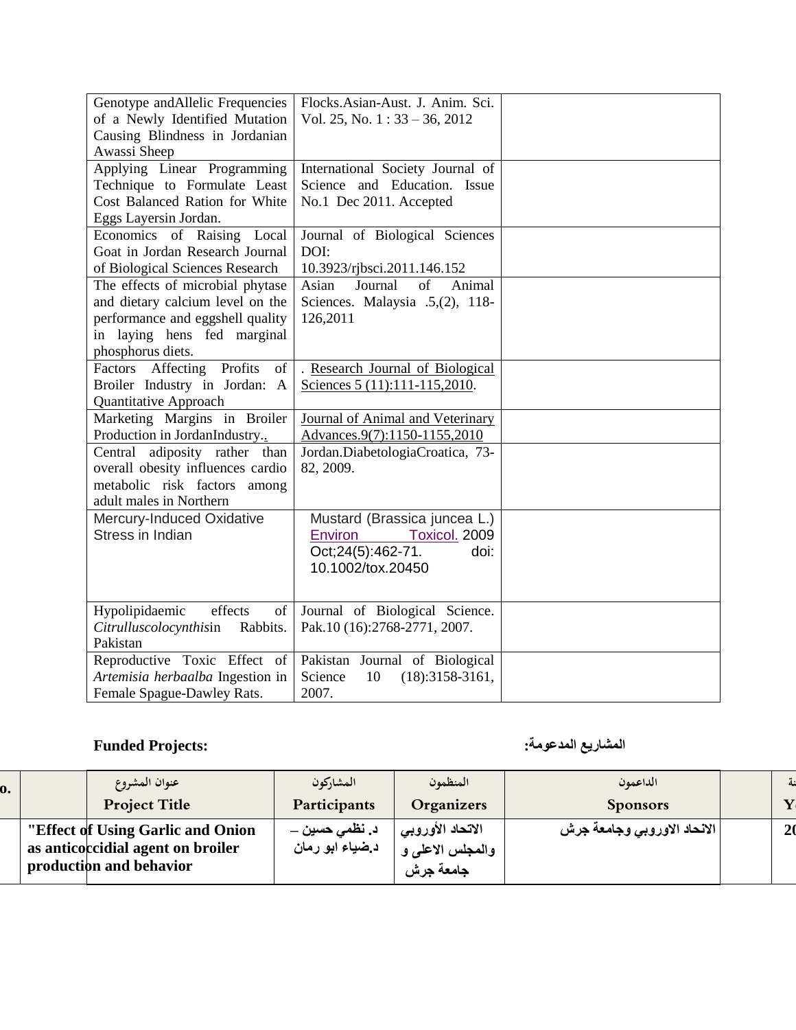| | | |
|---|---|---|
| Genotype andAllelic Frequencies of a Newly Identified Mutation Causing Blindness in Jordanian Awassi Sheep | Flocks.Asian-Aust. J. Anim. Sci. Vol. 25, No. 1 : 33 – 36, 2012 | |
| Applying Linear Programming Technique to Formulate Least Cost Balanced Ration for White Eggs Layersin Jordan. | International Society Journal of Science and Education. Issue No.1 Dec 2011. Accepted | |
| Economics of Raising Local Goat in Jordan Research Journal of Biological Sciences Research | Journal of Biological Sciences DOI: 10.3923/rjbsci.2011.146.152 | |
| The effects of microbial phytase and dietary calcium level on the performance and eggshell quality in laying hens fed marginal phosphorus diets. | Asian Journal of Animal Sciences. Malaysia .5,(2), 118-126,2011 | |
| Factors Affecting Profits of Broiler Industry in Jordan: A Quantitative Approach | . Research Journal of Biological Sciences 5 (11):111-115,2010. | |
| Marketing Margins in Broiler Production in JordanIndustry.. | Journal of Animal and Veterinary Advances.9(7):1150-1155,2010 | |
| Central adiposity rather than overall obesity influences cardio metabolic risk factors among adult males in Northern | Jordan.DiabetologiaCroatica, 73-82, 2009. | |
| Mercury-Induced Oxidative Stress in Indian | Mustard (Brassica juncea L.) Environ Toxicol. 2009 Oct;24(5):462-71. doi: 10.1002/tox.20450 | |
| Hypolipidaemic effects of *Citrulluscolocynthis*in Rabbits. Pakistan | Journal of Biological Science. Pak.10 (16):2768-2771, 2007. | |
| Reproductive Toxic Effect of *Artemisia herbaalba* Ingestion in Female Spague-Dawley Rats. | Pakistan Journal of Biological Science 10 (18):3158-3161, 2007. | |

**Funded Projects:** **المشاريع المدعومة:**

| o. | عنوان المشروع<br>Project Title | المشاركون<br>Participants | المنظمون<br>Organizers | الداعمون<br>Sponsors | | نة<br>Y |
|---|---|---|---|---|---|---|
| | "Effect of Using Garlic and Onion as anticoccidial agent on broiler production and behavior | د. نظمي حسين – د.ضياء ابو رمان | الاتحاد الأوروبي والمجلس الاعلى و جامعة جرش | الاتحاد الاوروبي وجامعة جرش | | 20 |